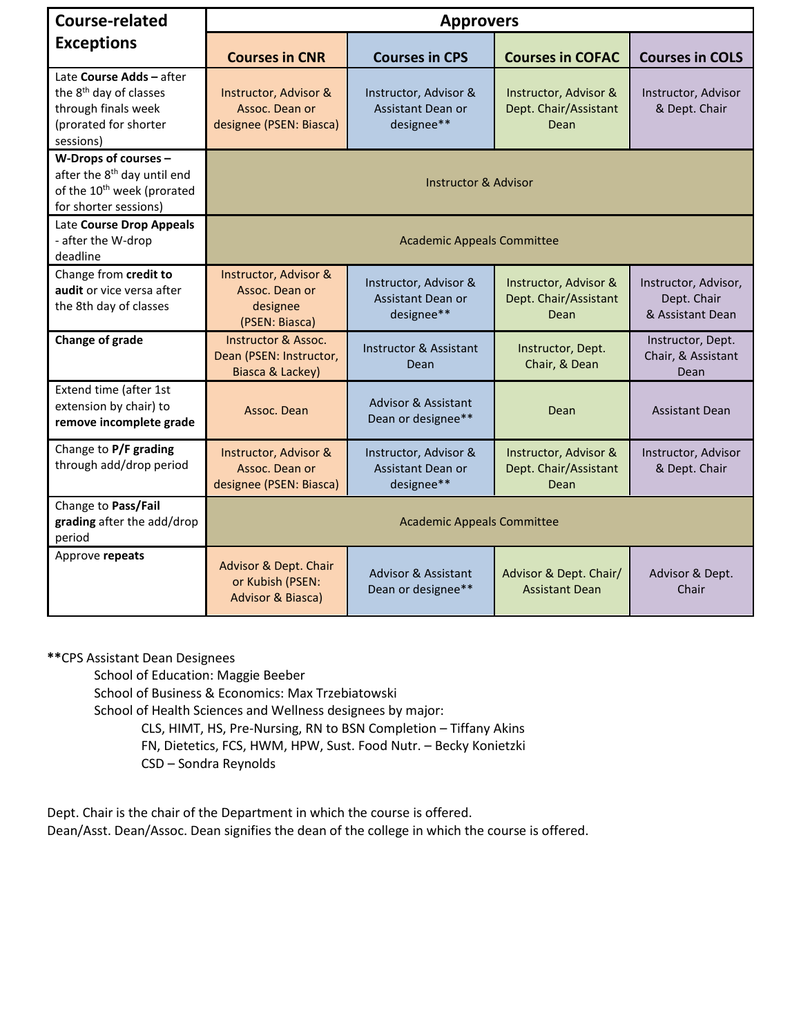| Course-related Exceptions | Approvers | | | |
|---|---|---|---|---|
| | **Courses in CNR** | **Courses in CPS** | **Courses in COFAC** | **Courses in COLS** |
| Late **Course Adds –** after the 8th day of classes through finals week (prorated for shorter sessions) | Instructor, Advisor & Assoc. Dean or designee (PSEN: Biasca) | Instructor, Advisor & Assistant Dean or designee** | Instructor, Advisor & Dept. Chair/Assistant Dean | Instructor, Advisor & Dept. Chair |
| **W-Drops of courses –** after the 8th day until end of the 10th week (prorated for shorter sessions) | Instructor & Advisor | | | |
| Late **Course Drop Appeals** - after the W-drop deadline | Academic Appeals Committee | | | |
| Change from **credit to audit** or vice versa after the 8th day of classes | Instructor, Advisor & Assoc. Dean or designee (PSEN: Biasca) | Instructor, Advisor & Assistant Dean or designee** | Instructor, Advisor & Dept. Chair/Assistant Dean | Instructor, Advisor, Dept. Chair & Assistant Dean |
| **Change of grade** | Instructor & Assoc. Dean (PSEN: Instructor, Biasca & Lackey) | Instructor & Assistant Dean | Instructor, Dept. Chair, & Dean | Instructor, Dept. Chair, & Assistant Dean |
| Extend time (after 1st extension by chair) to **remove incomplete grade** | Assoc. Dean | Advisor & Assistant Dean or designee** | Dean | Assistant Dean |
| Change to **P/F grading** through add/drop period | Instructor, Advisor & Assoc. Dean or designee (PSEN: Biasca) | Instructor, Advisor & Assistant Dean or designee** | Instructor, Advisor & Dept. Chair/Assistant Dean | Instructor, Advisor & Dept. Chair |
| Change to **Pass/Fail grading** after the add/drop period | Academic Appeals Committee | | | |
| Approve **repeats** | Advisor & Dept. Chair or Kubish (PSEN: Advisor & Biasca) | Advisor & Assistant Dean or designee** | Advisor & Dept. Chair/ Assistant Dean | Advisor & Dept. Chair |

****CPS Assistant Dean Designees**

- School of Education: Maggie Beeber
- School of Business & Economics: Max Trzebiatowski
- School of Health Sciences and Wellness designees by major:
  - CLS, HIMT, HS, Pre-Nursing, RN to BSN Completion – Tiffany Akins
  - FN, Dietetics, FCS, HWM, HPW, Sust. Food Nutr. – Becky Konietzki
  - CSD – Sondra Reynolds

Dept. Chair is the chair of the Department in which the course is offered.
Dean/Asst. Dean/Assoc. Dean signifies the dean of the college in which the course is offered.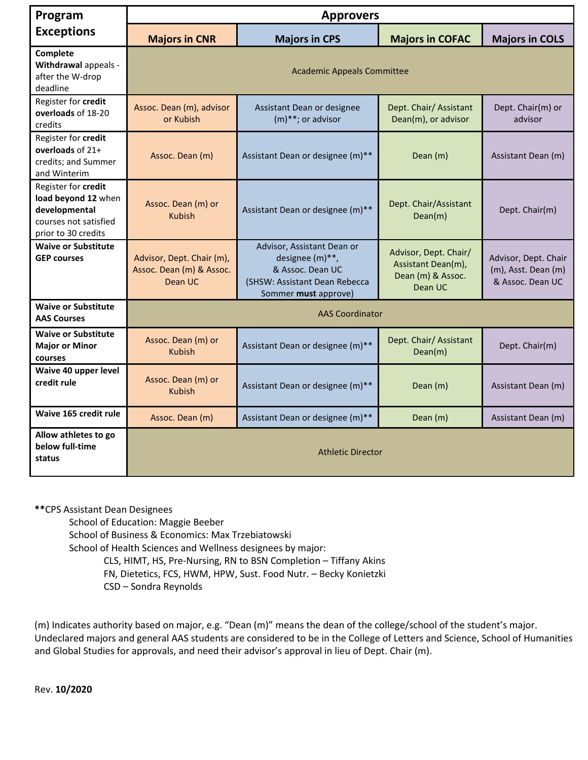| Program Exceptions | Approvers | | | |
|---|---|---|---|---|
| | **Majors in CNR** | **Majors in CPS** | **Majors in COFAC** | **Majors in COLS** |
| **Complete Withdrawal** appeals - after the W-drop deadline | Academic Appeals Committee | | | |
| Register for **credit overloads** of 18-20 credits | Assoc. Dean (m), advisor or Kubish | Assistant Dean or designee (m)**; or advisor | Dept. Chair/ Assistant Dean(m), or advisor | Dept. Chair(m) or advisor |
| Register for **credit overloads** of 21+ credits; and Summer and Winterim | Assoc. Dean (m) | Assistant Dean or designee (m)** | Dean (m) | Assistant Dean (m) |
| Register for **credit load beyond 12** when **developmental** courses not satisfied prior to 30 credits | Assoc. Dean (m) or Kubish | Assistant Dean or designee (m)** | Dept. Chair/Assistant Dean(m) | Dept. Chair(m) |
| **Waive or Substitute GEP courses** | Advisor, Dept. Chair (m), Assoc. Dean (m) & Assoc. Dean UC | Advisor, Assistant Dean or designee (m)**, & Assoc. Dean UC (SHSW: Assistant Dean Rebecca Sommer **must** approve) | Advisor, Dept. Chair/ Assistant Dean(m), Dean (m) & Assoc. Dean UC | Advisor, Dept. Chair (m), Asst. Dean (m) & Assoc. Dean UC |
| **Waive or Substitute AAS Courses** | AAS Coordinator | | | |
| **Waive or Substitute Major or Minor courses** | Assoc. Dean (m) or Kubish | Assistant Dean or designee (m)** | Dept. Chair/ Assistant Dean(m) | Dept. Chair(m) |
| **Waive 40 upper level credit rule** | Assoc. Dean (m) or Kubish | Assistant Dean or designee (m)** | Dean (m) | Assistant Dean (m) |
| **Waive 165 credit rule** | Assoc. Dean (m) | Assistant Dean or designee (m)** | Dean (m) | Assistant Dean (m) |
| **Allow athletes to go below full-time status** | Athletic Director | | | |

**CPS Assistant Dean Designees

- School of Education: Maggie Beeber
- School of Business & Economics: Max Trzebiatowski
- School of Health Sciences and Wellness designees by major:
  - CLS, HIMT, HS, Pre-Nursing, RN to BSN Completion – Tiffany Akins
  - FN, Dietetics, FCS, HWM, HPW, Sust. Food Nutr. – Becky Konietzki
  - CSD – Sondra Reynolds

(m) Indicates authority based on major, e.g. "Dean (m)" means the dean of the college/school of the student's major. Undeclared majors and general AAS students are considered to be in the College of Letters and Science, School of Humanities and Global Studies for approvals, and need their advisor's approval in lieu of Dept. Chair (m).

Rev. **10/2020**